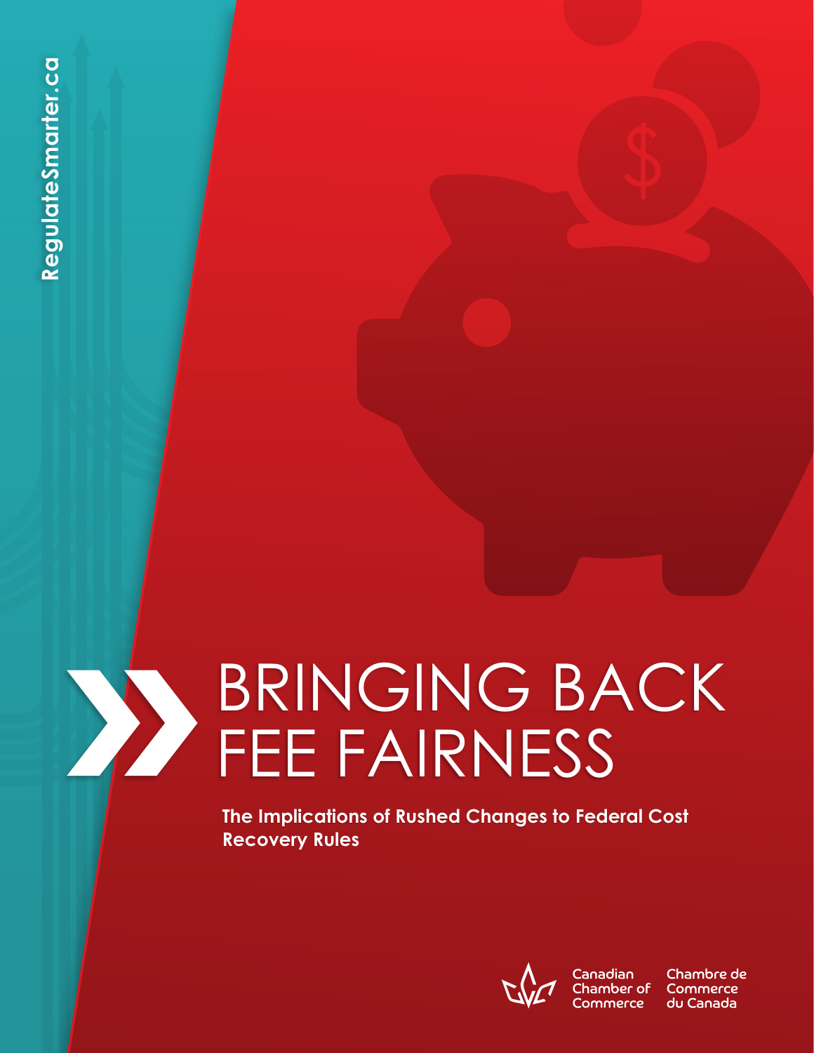RegulateSmarter.ca

# BRINGING BACK FEE FAIRNESS

**The Implications of Rushed Changes to Federal Cost Recovery Rules**

Canadian Chamber of Commerce

Chambre de Commerce du Canada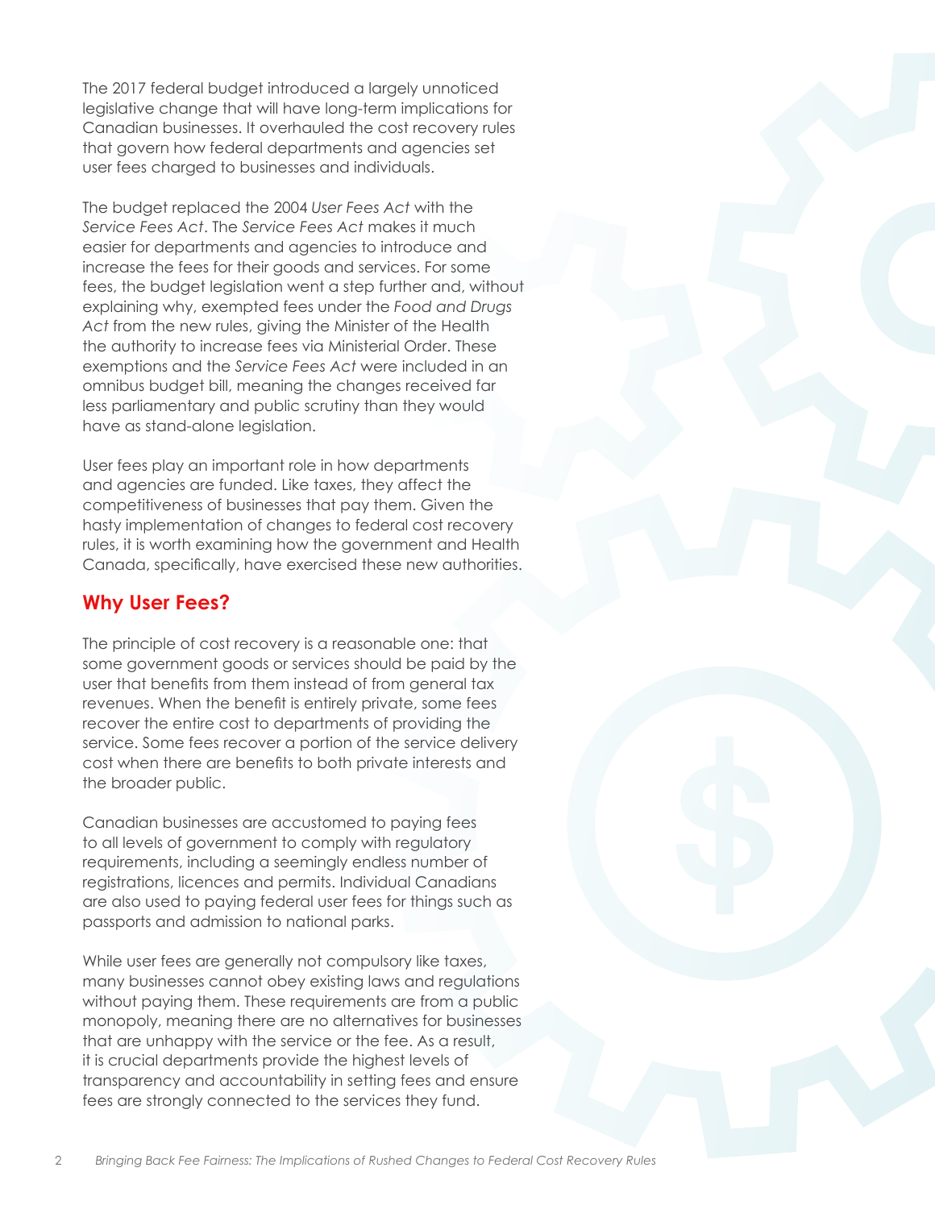The 2017 federal budget introduced a largely unnoticed legislative change that will have long-term implications for Canadian businesses. It overhauled the cost recovery rules that govern how federal departments and agencies set user fees charged to businesses and individuals.

The budget replaced the 2004 *User Fees Act* with the *Service Fees Act*. The *Service Fees Act* makes it much easier for departments and agencies to introduce and increase the fees for their goods and services. For some fees, the budget legislation went a step further and, without explaining why, exempted fees under the *Food and Drugs Act* from the new rules, giving the Minister of the Health the authority to increase fees via Ministerial Order. These exemptions and the *Service Fees Act* were included in an omnibus budget bill, meaning the changes received far less parliamentary and public scrutiny than they would have as stand-alone legislation.

User fees play an important role in how departments and agencies are funded. Like taxes, they affect the competitiveness of businesses that pay them. Given the hasty implementation of changes to federal cost recovery rules, it is worth examining how the government and Health Canada, specifically, have exercised these new authorities.

## Why User Fees?

The principle of cost recovery is a reasonable one: that some government goods or services should be paid by the user that benefits from them instead of from general tax revenues. When the benefit is entirely private, some fees recover the entire cost to departments of providing the service. Some fees recover a portion of the service delivery cost when there are benefits to both private interests and the broader public.

Canadian businesses are accustomed to paying fees to all levels of government to comply with regulatory requirements, including a seemingly endless number of registrations, licences and permits. Individual Canadians are also used to paying federal user fees for things such as passports and admission to national parks.

While user fees are generally not compulsory like taxes, many businesses cannot obey existing laws and regulations without paying them. These requirements are from a public monopoly, meaning there are no alternatives for businesses that are unhappy with the service or the fee. As a result, it is crucial departments provide the highest levels of transparency and accountability in setting fees and ensure fees are strongly connected to the services they fund.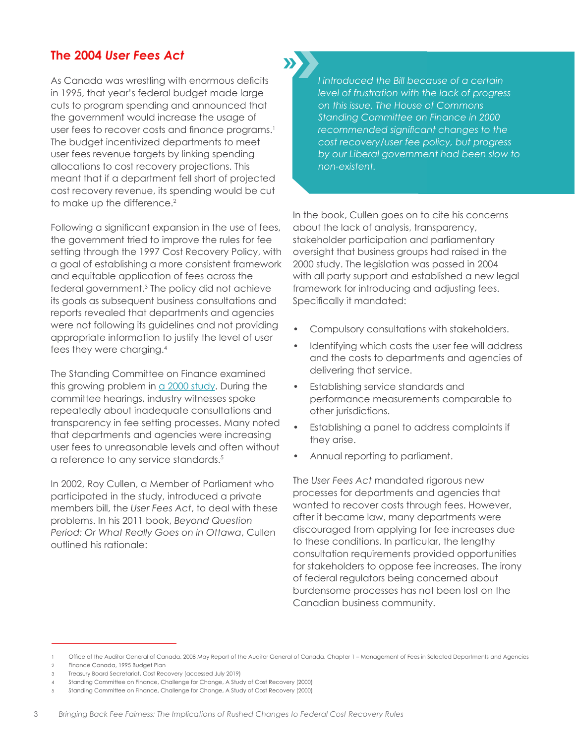## The 2004 *User Fees Act*

As Canada was wrestling with enormous deficits in 1995, that year's federal budget made large cuts to program spending and announced that the government would increase the usage of user fees to recover costs and finance programs.[1] The budget incentivized departments to meet user fees revenue targets by linking spending allocations to cost recovery projections. This meant that if a department fell short of projected cost recovery revenue, its spending would be cut to make up the difference.[2]

Following a significant expansion in the use of fees, the government tried to improve the rules for fee setting through the 1997 Cost Recovery Policy, with a goal of establishing a more consistent framework and equitable application of fees across the federal government.[3] The policy did not achieve its goals as subsequent business consultations and reports revealed that departments and agencies were not following its guidelines and not providing appropriate information to justify the level of user fees they were charging.[4]

The Standing Committee on Finance examined this growing problem in a 2000 study. During the committee hearings, industry witnesses spoke repeatedly about inadequate consultations and transparency in fee setting processes. Many noted that departments and agencies were increasing user fees to unreasonable levels and often without a reference to any service standards.[5]

In 2002, Roy Cullen, a Member of Parliament who participated in the study, introduced a private members bill, the *User Fees Act*, to deal with these problems. In his 2011 book, *Beyond Question Period: Or What Really Goes on in Ottawa*, Cullen outlined his rationale:

> *I introduced the Bill because of a certain level of frustration with the lack of progress on this issue. The House of Commons Standing Committee on Finance in 2000 recommended significant changes to the cost recovery/user fee policy, but progress by our Liberal government had been slow to non-existent.*

In the book, Cullen goes on to cite his concerns about the lack of analysis, transparency, stakeholder participation and parliamentary oversight that business groups had raised in the 2000 study. The legislation was passed in 2004 with all party support and established a new legal framework for introducing and adjusting fees. Specifically it mandated:

- Compulsory consultations with stakeholders.
- Identifying which costs the user fee will address and the costs to departments and agencies of delivering that service.
- Establishing service standards and performance measurements comparable to other jurisdictions.
- Establishing a panel to address complaints if they arise.
- Annual reporting to parliament.

The *User Fees Act* mandated rigorous new processes for departments and agencies that wanted to recover costs through fees. However, after it became law, many departments were discouraged from applying for fee increases due to these conditions. In particular, the lengthy consultation requirements provided opportunities for stakeholders to oppose fee increases. The irony of federal regulators being concerned about burdensome processes has not been lost on the Canadian business community.

---

1. Office of the Auditor General of Canada, 2008 May Report of the Auditor General of Canada, Chapter 1 – Management of Fees in Selected Departments and Agencies
2. Finance Canada, 1995 Budget Plan
3. Treasury Board Secretariat, Cost Recovery (accessed July 2019)
4. Standing Committee on Finance, Challenge for Change, A Study of Cost Recovery (2000)
5. Standing Committee on Finance, Challenge for Change, A Study of Cost Recovery (2000)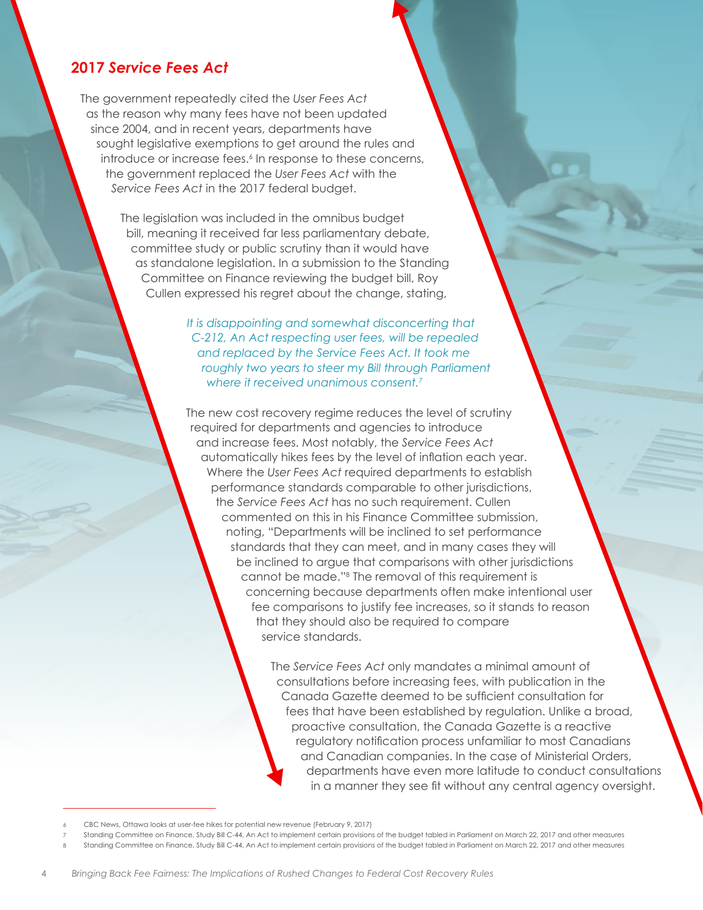## 2017 *Service Fees Act*

The government repeatedly cited the *User Fees Act* as the reason why many fees have not been updated since 2004, and in recent years, departments have sought legislative exemptions to get around the rules and introduce or increase fees.[6] In response to these concerns, the government replaced the *User Fees Act* with the *Service Fees Act* in the 2017 federal budget.

The legislation was included in the omnibus budget bill, meaning it received far less parliamentary debate, committee study or public scrutiny than it would have as standalone legislation. In a submission to the Standing Committee on Finance reviewing the budget bill, Roy Cullen expressed his regret about the change, stating,

> *It is disappointing and somewhat disconcerting that C-212, An Act respecting user fees, will be repealed and replaced by the Service Fees Act. It took me roughly two years to steer my Bill through Parliament where it received unanimous consent.*[7]

The new cost recovery regime reduces the level of scrutiny required for departments and agencies to introduce and increase fees. Most notably, the *Service Fees Act* automatically hikes fees by the level of inflation each year. Where the *User Fees Act* required departments to establish performance standards comparable to other jurisdictions, the *Service Fees Act* has no such requirement. Cullen commented on this in his Finance Committee submission, noting, "Departments will be inclined to set performance standards that they can meet, and in many cases they will be inclined to argue that comparisons with other jurisdictions cannot be made."[8] The removal of this requirement is concerning because departments often make intentional user fee comparisons to justify fee increases, so it stands to reason that they should also be required to compare service standards.

The *Service Fees Act* only mandates a minimal amount of consultations before increasing fees, with publication in the Canada Gazette deemed to be sufficient consultation for fees that have been established by regulation. Unlike a broad, proactive consultation, the Canada Gazette is a reactive regulatory notification process unfamiliar to most Canadians and Canadian companies. In the case of Ministerial Orders, departments have even more latitude to conduct consultations in a manner they see fit without any central agency oversight.

---

6 CBC News, Ottawa looks at user-fee hikes for potential new revenue (February 9, 2017)

7 Standing Committee on Finance, Study Bill C-44, An Act to implement certain provisions of the budget tabled in Parliament on March 22, 2017 and other measures

8 Standing Committee on Finance, Study Bill C-44, An Act to implement certain provisions of the budget tabled in Parliament on March 22, 2017 and other measures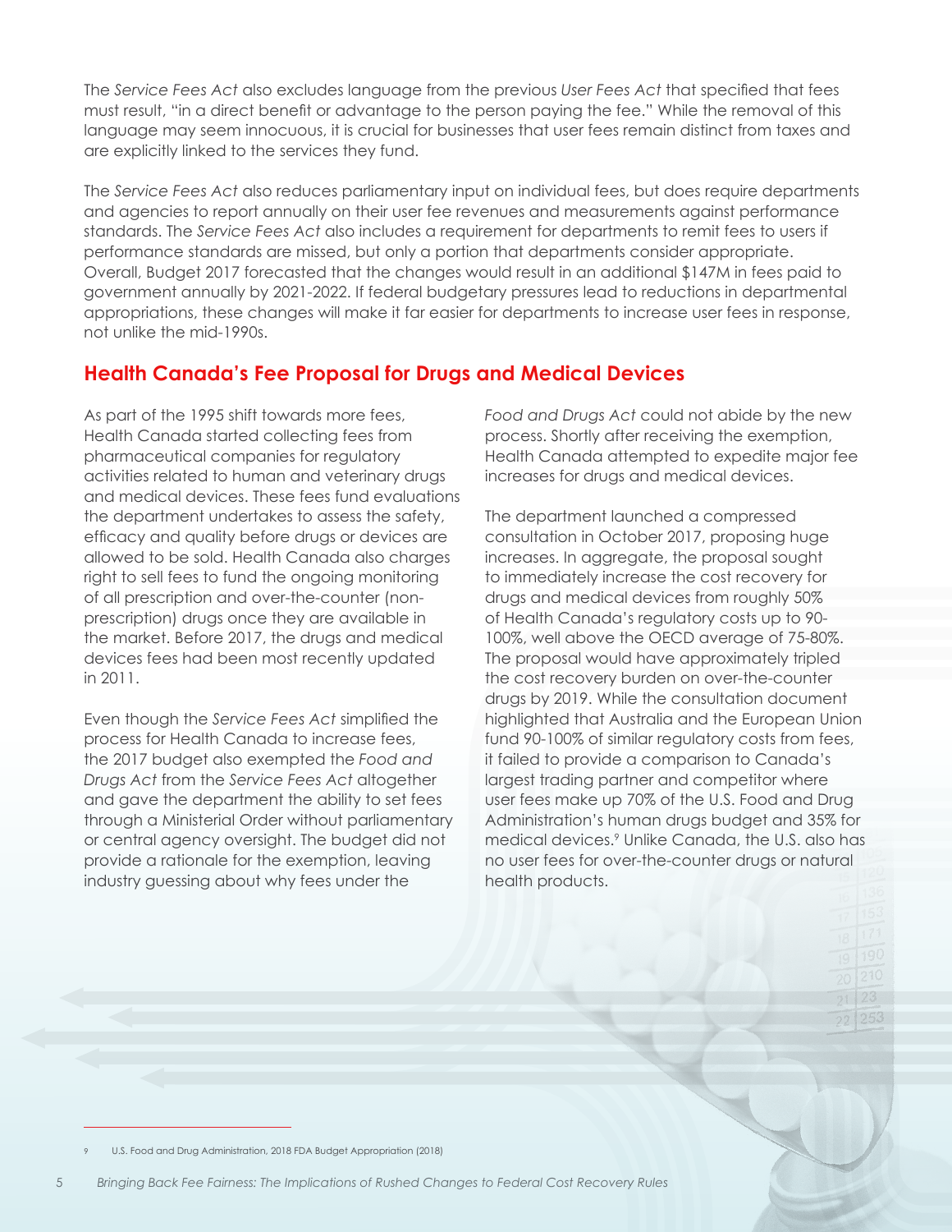The *Service Fees Act* also excludes language from the previous *User Fees Act* that specified that fees must result, "in a direct benefit or advantage to the person paying the fee." While the removal of this language may seem innocuous, it is crucial for businesses that user fees remain distinct from taxes and are explicitly linked to the services they fund.

The *Service Fees Act* also reduces parliamentary input on individual fees, but does require departments and agencies to report annually on their user fee revenues and measurements against performance standards. The *Service Fees Act* also includes a requirement for departments to remit fees to users if performance standards are missed, but only a portion that departments consider appropriate. Overall, Budget 2017 forecasted that the changes would result in an additional $147M in fees paid to government annually by 2021-2022. If federal budgetary pressures lead to reductions in departmental appropriations, these changes will make it far easier for departments to increase user fees in response, not unlike the mid-1990s.

## Health Canada's Fee Proposal for Drugs and Medical Devices

As part of the 1995 shift towards more fees, Health Canada started collecting fees from pharmaceutical companies for regulatory activities related to human and veterinary drugs and medical devices. These fees fund evaluations the department undertakes to assess the safety, efficacy and quality before drugs or devices are allowed to be sold. Health Canada also charges right to sell fees to fund the ongoing monitoring of all prescription and over-the-counter (non-prescription) drugs once they are available in the market. Before 2017, the drugs and medical devices fees had been most recently updated in 2011.

Even though the *Service Fees Act* simplified the process for Health Canada to increase fees, the 2017 budget also exempted the *Food and Drugs Act* from the *Service Fees Act* altogether and gave the department the ability to set fees through a Ministerial Order without parliamentary or central agency oversight. The budget did not provide a rationale for the exemption, leaving industry guessing about why fees under the *Food and Drugs Act* could not abide by the new process. Shortly after receiving the exemption, Health Canada attempted to expedite major fee increases for drugs and medical devices.

The department launched a compressed consultation in October 2017, proposing huge increases. In aggregate, the proposal sought to immediately increase the cost recovery for drugs and medical devices from roughly 50% of Health Canada's regulatory costs up to 90-100%, well above the OECD average of 75-80%. The proposal would have approximately tripled the cost recovery burden on over-the-counter drugs by 2019. While the consultation document highlighted that Australia and the European Union fund 90-100% of similar regulatory costs from fees, it failed to provide a comparison to Canada's largest trading partner and competitor where user fees make up 70% of the U.S. Food and Drug Administration's human drugs budget and 35% for medical devices.[9] Unlike Canada, the U.S. also has no user fees for over-the-counter drugs or natural health products.

---

9 U.S. Food and Drug Administration, 2018 FDA Budget Appropriation (2018)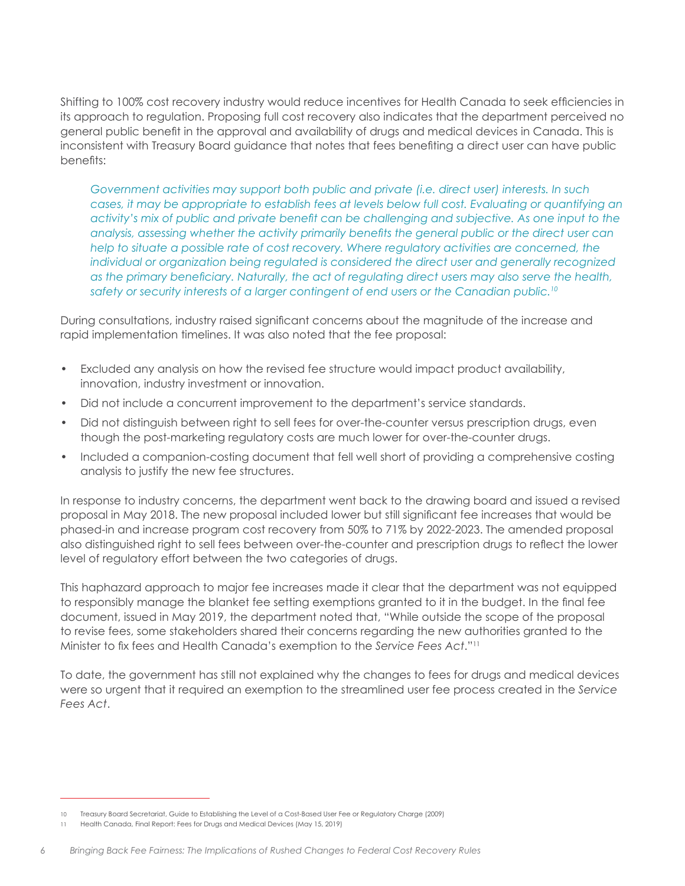Shifting to 100% cost recovery industry would reduce incentives for Health Canada to seek efficiencies in its approach to regulation. Proposing full cost recovery also indicates that the department perceived no general public benefit in the approval and availability of drugs and medical devices in Canada. This is inconsistent with Treasury Board guidance that notes that fees benefiting a direct user can have public benefits:

> *Government activities may support both public and private (i.e. direct user) interests. In such cases, it may be appropriate to establish fees at levels below full cost. Evaluating or quantifying an activity's mix of public and private benefit can be challenging and subjective. As one input to the analysis, assessing whether the activity primarily benefits the general public or the direct user can help to situate a possible rate of cost recovery. Where regulatory activities are concerned, the individual or organization being regulated is considered the direct user and generally recognized as the primary beneficiary. Naturally, the act of regulating direct users may also serve the health, safety or security interests of a larger contingent of end users or the Canadian public.*[10]

During consultations, industry raised significant concerns about the magnitude of the increase and rapid implementation timelines. It was also noted that the fee proposal:

- Excluded any analysis on how the revised fee structure would impact product availability, innovation, industry investment or innovation.
- Did not include a concurrent improvement to the department's service standards.
- Did not distinguish between right to sell fees for over-the-counter versus prescription drugs, even though the post-marketing regulatory costs are much lower for over-the-counter drugs.
- Included a companion-costing document that fell well short of providing a comprehensive costing analysis to justify the new fee structures.

In response to industry concerns, the department went back to the drawing board and issued a revised proposal in May 2018. The new proposal included lower but still significant fee increases that would be phased-in and increase program cost recovery from 50% to 71% by 2022-2023. The amended proposal also distinguished right to sell fees between over-the-counter and prescription drugs to reflect the lower level of regulatory effort between the two categories of drugs.

This haphazard approach to major fee increases made it clear that the department was not equipped to responsibly manage the blanket fee setting exemptions granted to it in the budget. In the final fee document, issued in May 2019, the department noted that, "While outside the scope of the proposal to revise fees, some stakeholders shared their concerns regarding the new authorities granted to the Minister to fix fees and Health Canada's exemption to the *Service Fees Act*."[11]

To date, the government has still not explained why the changes to fees for drugs and medical devices were so urgent that it required an exemption to the streamlined user fee process created in the *Service Fees Act*.

---

10 Treasury Board Secretariat, Guide to Establishing the Level of a Cost-Based User Fee or Regulatory Charge (2009)

11 Health Canada, Final Report: Fees for Drugs and Medical Devices (May 15, 2019)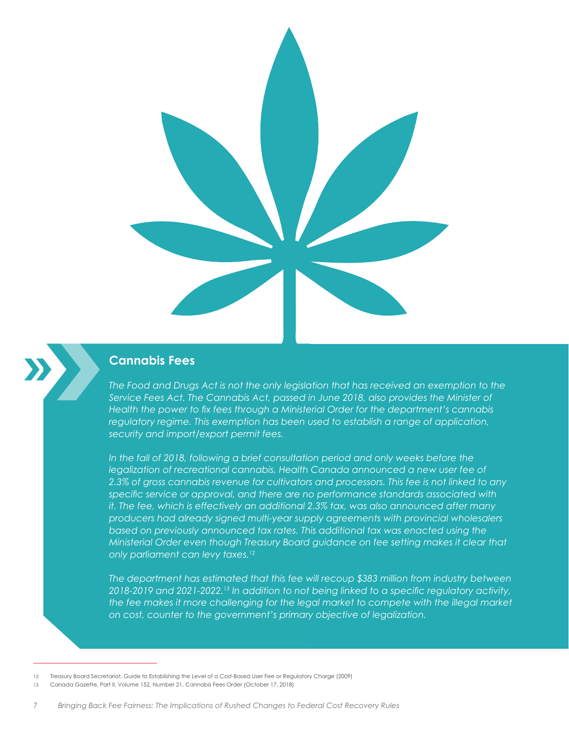## Cannabis Fees

*The Food and Drugs Act is not the only legislation that has received an exemption to the Service Fees Act. The Cannabis Act, passed in June 2018, also provides the Minister of Health the power to fix fees through a Ministerial Order for the department's cannabis regulatory regime. This exemption has been used to establish a range of application, security and import/export permit fees.*

*In the fall of 2018, following a brief consultation period and only weeks before the legalization of recreational cannabis, Health Canada announced a new user fee of 2.3% of gross cannabis revenue for cultivators and processors. This fee is not linked to any specific service or approval, and there are no performance standards associated with it. The fee, which is effectively an additional 2.3% tax, was also announced after many producers had already signed multi-year supply agreements with provincial wholesalers based on previously announced tax rates. This additional tax was enacted using the Ministerial Order even though Treasury Board guidance on fee setting makes it clear that only parliament can levy taxes.*[12]

*The department has estimated that this fee will recoup $383 million from industry between 2018-2019 and 2021-2022.*[13] *In addition to not being linked to a specific regulatory activity, the fee makes it more challenging for the legal market to compete with the illegal market on cost, counter to the government's primary objective of legalization.*

---

12 Treasury Board Secretariat, Guide to Establishing the Level of a Cost-Based User Fee or Regulatory Charge (2009)

13 Canada Gazette, Part II, Volume 152, Number 21, Cannabis Fees Order (October 17, 2018)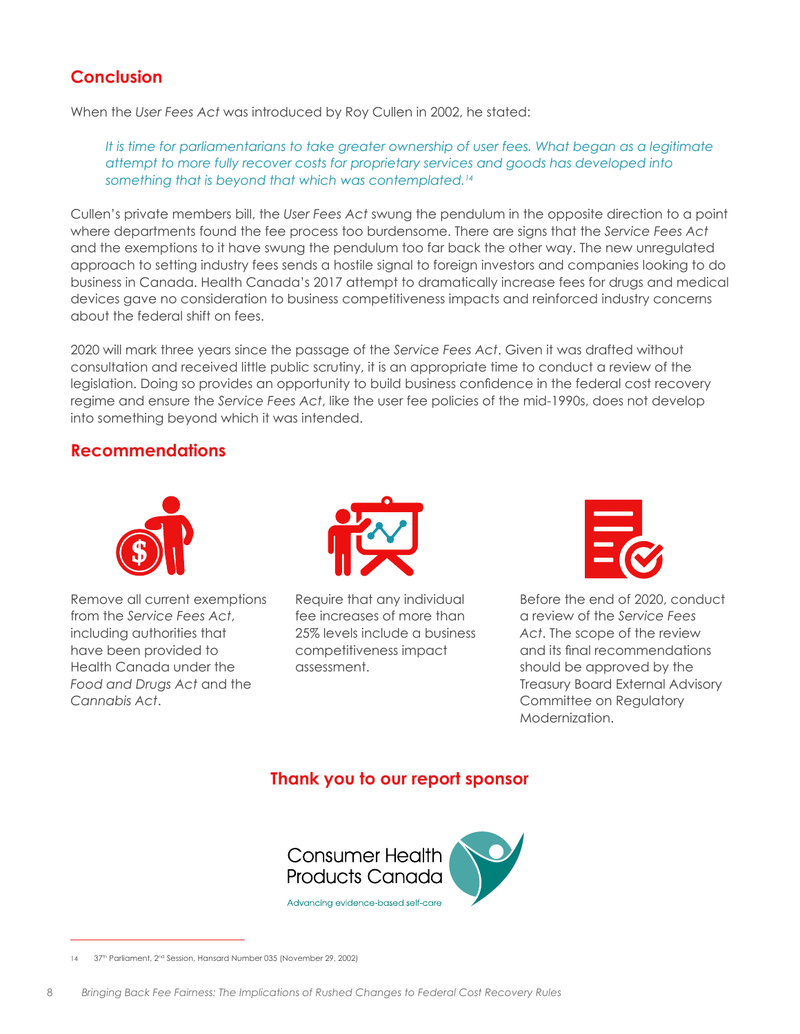## Conclusion

When the *User Fees Act* was introduced by Roy Cullen in 2002, he stated:

> *It is time for parliamentarians to take greater ownership of user fees. What began as a legitimate attempt to more fully recover costs for proprietary services and goods has developed into something that is beyond that which was contemplated.*[14]

Cullen's private members bill, the *User Fees Act* swung the pendulum in the opposite direction to a point where departments found the fee process too burdensome. There are signs that the *Service Fees Act* and the exemptions to it have swung the pendulum too far back the other way. The new unregulated approach to setting industry fees sends a hostile signal to foreign investors and companies looking to do business in Canada. Health Canada's 2017 attempt to dramatically increase fees for drugs and medical devices gave no consideration to business competitiveness impacts and reinforced industry concerns about the federal shift on fees.

2020 will mark three years since the passage of the *Service Fees Act*. Given it was drafted without consultation and received little public scrutiny, it is an appropriate time to conduct a review of the legislation. Doing so provides an opportunity to build business confidence in the federal cost recovery regime and ensure the *Service Fees Act*, like the user fee policies of the mid-1990s, does not develop into something beyond which it was intended.

## Recommendations

Remove all current exemptions from the *Service Fees Act*, including authorities that have been provided to Health Canada under the *Food and Drugs Act* and the *Cannabis Act*.

Require that any individual fee increases of more than 25% levels include a business competitiveness impact assessment.

Before the end of 2020, conduct a review of the *Service Fees Act*. The scope of the review and its final recommendations should be approved by the Treasury Board External Advisory Committee on Regulatory Modernization.

### Thank you to our report sponsor

Consumer Health Products Canada

Advancing evidence-based self-care

---

14 37th Parliament, 2nd Session, Hansard Number 035 (November 29, 2002)